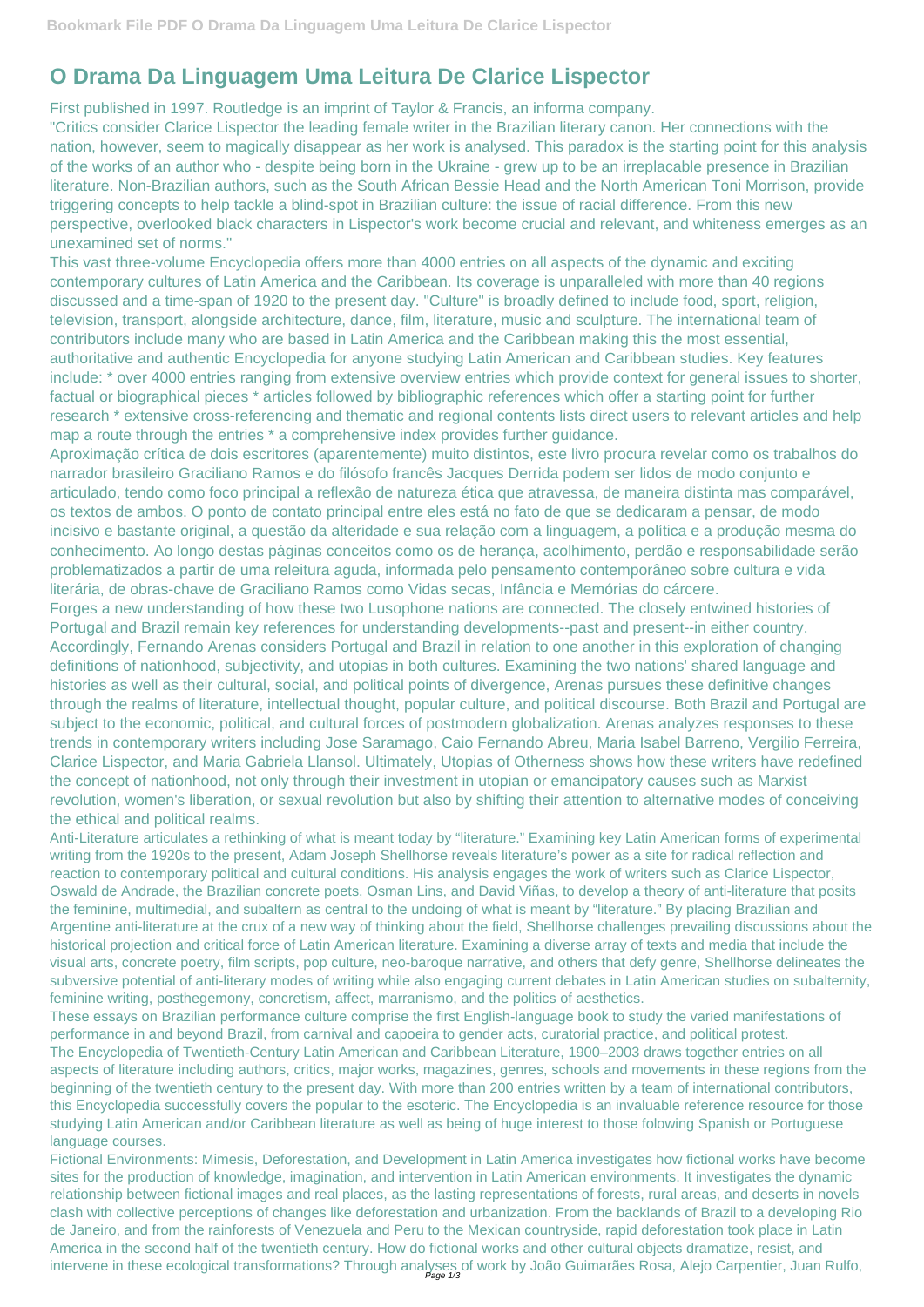# O Drama Da Linguagem Uma Leitura De Clarice Lispector

First published in 1997. Routledge is an imprint of Taylor & Francis, an informa company.

"Critics consider Clarice Lispector the leading female writer in the Brazilian literary canon. Her connections with the nation, however, seem to magically disappear as her work is analysed. This paradox is the starting point for this analysis of the works of an author who - despite being born in the Ukraine - grew up to be an irreplacable presence in Brazilian literature. Non-Brazilian authors, such as the South African Bessie Head and the North American Toni Morrison, provide triggering concepts to help tackle a blind-spot in Brazilian culture: the issue of racial difference. From this new perspective, overlooked black characters in Lispector's work become crucial and relevant, and whiteness emerges as an unexamined set of norms."

This vast three-volume Encyclopedia offers more than 4000 entries on all aspects of the dynamic and exciting contemporary cultures of Latin America and the Caribbean. Its coverage is unparalleled with more than 40 regions discussed and a time-span of 1920 to the present day. "Culture" is broadly defined to include food, sport, religion, television, transport, alongside architecture, dance, film, literature, music and sculpture. The international team of contributors include many who are based in Latin America and the Caribbean making this the most essential, authoritative and authentic Encyclopedia for anyone studying Latin American and Caribbean studies. Key features include: * over 4000 entries ranging from extensive overview entries which provide context for general issues to shorter, factual or biographical pieces * articles followed by bibliographic references which offer a starting point for further research * extensive cross-referencing and thematic and regional contents lists direct users to relevant articles and help map a route through the entries * a comprehensive index provides further guidance.

Aproximação crítica de dois escritores (aparentemente) muito distintos, este livro procura revelar como os trabalhos do narrador brasileiro Graciliano Ramos e do filósofo francês Jacques Derrida podem ser lidos de modo conjunto e articulado, tendo como foco principal a reflexão de natureza ética que atravessa, de maneira distinta mas comparável, os textos de ambos. O ponto de contato principal entre eles está no fato de que se dedicaram a pensar, de modo incisivo e bastante original, a questão da alteridade e sua relação com a linguagem, a política e a produção mesma do conhecimento. Ao longo destas páginas conceitos como os de herança, acolhimento, perdão e responsabilidade serão problematizados a partir de uma releitura aguda, informada pelo pensamento contemporâneo sobre cultura e vida literária, de obras-chave de Graciliano Ramos como Vidas secas, Infância e Memórias do cárcere.

Forges a new understanding of how these two Lusophone nations are connected. The closely entwined histories of Portugal and Brazil remain key references for understanding developments--past and present--in either country. Accordingly, Fernando Arenas considers Portugal and Brazil in relation to one another in this exploration of changing definitions of nationhood, subjectivity, and utopias in both cultures. Examining the two nations' shared language and histories as well as their cultural, social, and political points of divergence, Arenas pursues these definitive changes through the realms of literature, intellectual thought, popular culture, and political discourse. Both Brazil and Portugal are subject to the economic, political, and cultural forces of postmodern globalization. Arenas analyzes responses to these trends in contemporary writers including Jose Saramago, Caio Fernando Abreu, Maria Isabel Barreno, Vergilio Ferreira, Clarice Lispector, and Maria Gabriela Llansol. Ultimately, Utopias of Otherness shows how these writers have redefined the concept of nationhood, not only through their investment in utopian or emancipatory causes such as Marxist revolution, women's liberation, or sexual revolution but also by shifting their attention to alternative modes of conceiving the ethical and political realms.

Anti-Literature articulates a rethinking of what is meant today by "literature." Examining key Latin American forms of experimental writing from the 1920s to the present, Adam Joseph Shellhorse reveals literature's power as a site for radical reflection and reaction to contemporary political and cultural conditions. His analysis engages the work of writers such as Clarice Lispector, Oswald de Andrade, the Brazilian concrete poets, Osman Lins, and David Viñas, to develop a theory of anti-literature that posits the feminine, multimedial, and subaltern as central to the undoing of what is meant by "literature." By placing Brazilian and Argentine anti-literature at the crux of a new way of thinking about the field, Shellhorse challenges prevailing discussions about the historical projection and critical force of Latin American literature. Examining a diverse array of texts and media that include the visual arts, concrete poetry, film scripts, pop culture, neo-baroque narrative, and others that defy genre, Shellhorse delineates the subversive potential of anti-literary modes of writing while also engaging current debates in Latin American studies on subalternity, feminine writing, posthegemony, concretism, affect, marranismo, and the politics of aesthetics.

These essays on Brazilian performance culture comprise the first English-language book to study the varied manifestations of performance in and beyond Brazil, from carnival and capoeira to gender acts, curatorial practice, and political protest.

The Encyclopedia of Twentieth-Century Latin American and Caribbean Literature, 1900–2003 draws together entries on all aspects of literature including authors, critics, major works, magazines, genres, schools and movements in these regions from the beginning of the twentieth century to the present day. With more than 200 entries written by a team of international contributors, this Encyclopedia successfully covers the popular to the esoteric. The Encyclopedia is an invaluable reference resource for those studying Latin American and/or Caribbean literature as well as being of huge interest to those folowing Spanish or Portuguese language courses.

Fictional Environments: Mimesis, Deforestation, and Development in Latin America investigates how fictional works have become sites for the production of knowledge, imagination, and intervention in Latin American environments. It investigates the dynamic relationship between fictional images and real places, as the lasting representations of forests, rural areas, and deserts in novels clash with collective perceptions of changes like deforestation and urbanization. From the backlands of Brazil to a developing Rio de Janeiro, and from the rainforests of Venezuela and Peru to the Mexican countryside, rapid deforestation took place in Latin America in the second half of the twentieth century. How do fictional works and other cultural objects dramatize, resist, and intervene in these ecological transformations? Through analyses of work by João Guimarães Rosa, Alejo Carpentier, Juan Rulfo,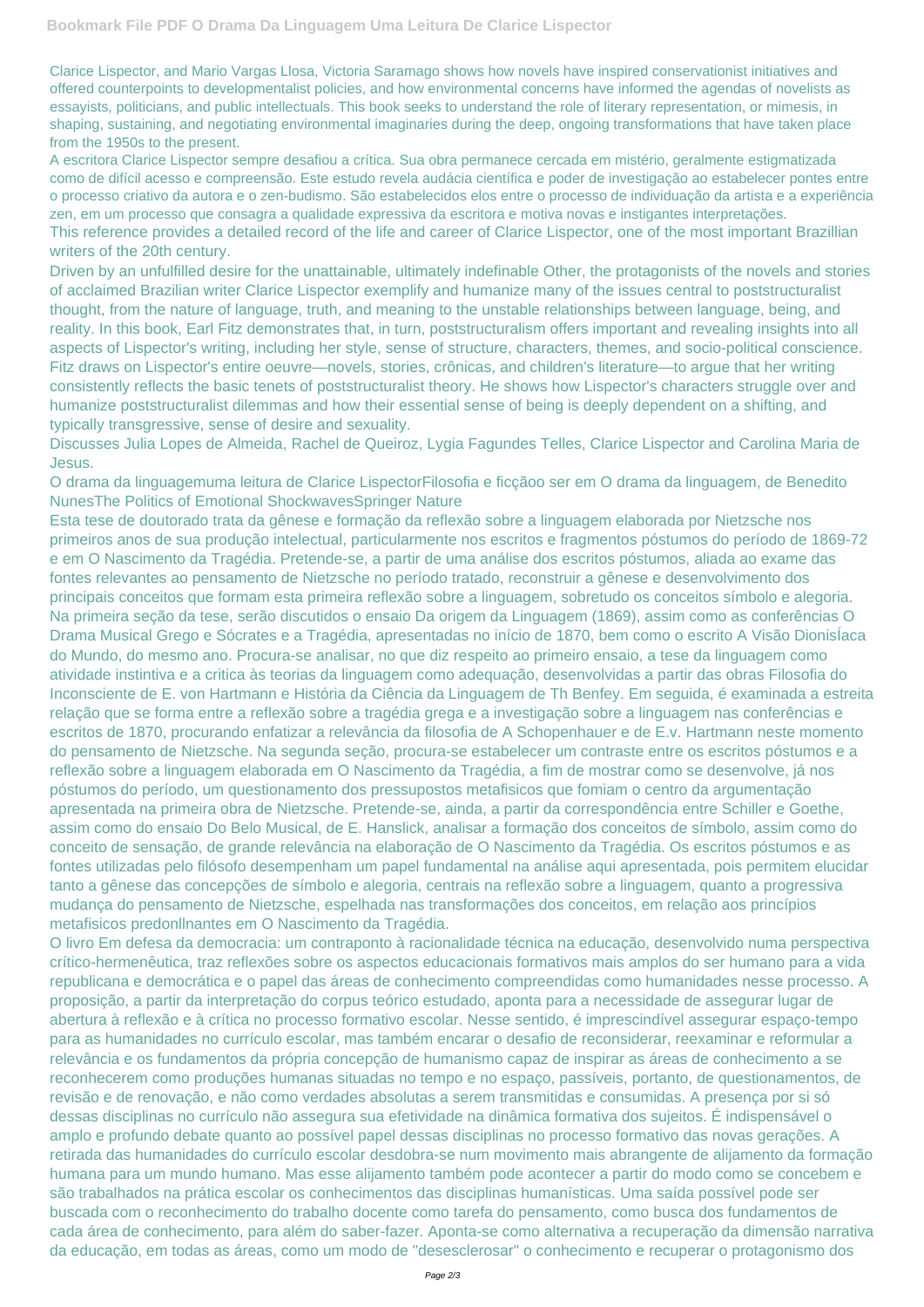Clarice Lispector, and Mario Vargas Llosa, Victoria Saramago shows how novels have inspired conservationist initiatives and offered counterpoints to developmentalist policies, and how environmental concerns have informed the agendas of novelists as essayists, politicians, and public intellectuals. This book seeks to understand the role of literary representation, or mimesis, in shaping, sustaining, and negotiating environmental imaginaries during the deep, ongoing transformations that have taken place from the 1950s to the present.

A escritora Clarice Lispector sempre desafiou a crítica. Sua obra permanece cercada em mistério, geralmente estigmatizada como de difícil acesso e compreensão. Este estudo revela audácia científica e poder de investigação ao estabelecer pontes entre o processo criativo da autora e o zen-budismo. São estabelecidos elos entre o processo de individuação da artista e a experiência zen, em um processo que consagra a qualidade expressiva da escritora e motiva novas e instigantes interpretações.

This reference provides a detailed record of the life and career of Clarice Lispector, one of the most important Brazillian writers of the 20th century.

Driven by an unfulfilled desire for the unattainable, ultimately indefinable Other, the protagonists of the novels and stories of acclaimed Brazilian writer Clarice Lispector exemplify and humanize many of the issues central to poststructuralist thought, from the nature of language, truth, and meaning to the unstable relationships between language, being, and reality. In this book, Earl Fitz demonstrates that, in turn, poststructuralism offers important and revealing insights into all aspects of Lispector's writing, including her style, sense of structure, characters, themes, and socio-political conscience. Fitz draws on Lispector's entire oeuvre—novels, stories, crônicas, and children's literature—to argue that her writing consistently reflects the basic tenets of poststructuralist theory. He shows how Lispector's characters struggle over and humanize poststructuralist dilemmas and how their essential sense of being is deeply dependent on a shifting, and typically transgressive, sense of desire and sexuality.

Discusses Julia Lopes de Almeida, Rachel de Queiroz, Lygia Fagundes Telles, Clarice Lispector and Carolina Maria de Jesus.

O drama da linguagemuma leitura de Clarice LispectorFilosofia e ficçãoo ser em O drama da linguagem, de Benedito NunesThe Politics of Emotional ShockwavesSpringer Nature

Esta tese de doutorado trata da gênese e formação da reflexão sobre a linguagem elaborada por Nietzsche nos primeiros anos de sua produção intelectual, particularmente nos escritos e fragmentos póstumos do período de 1869-72 e em O Nascimento da Tragédia. Pretende-se, a partir de uma análise dos escritos póstumos, aliada ao exame das fontes relevantes ao pensamento de Nietzsche no período tratado, reconstruir a gênese e desenvolvimento dos principais conceitos que formam esta primeira reflexão sobre a linguagem, sobretudo os conceitos símbolo e alegoria. Na primeira seção da tese, serão discutidos o ensaio Da origem da Linguagem (1869), assim como as conferências O Drama Musical Grego e Sócrates e a Tragédia, apresentadas no início de 1870, bem como o escrito A Visão DionisÍaca do Mundo, do mesmo ano. Procura-se analisar, no que diz respeito ao primeiro ensaio, a tese da linguagem como atividade instintiva e a critica às teorias da linguagem como adequação, desenvolvidas a partir das obras Filosofia do Inconsciente de E. von Hartmann e História da Ciência da Linguagem de Th Benfey. Em seguida, é examinada a estreita relação que se forma entre a reflexão sobre a tragédia grega e a investigação sobre a linguagem nas conferências e escritos de 1870, procurando enfatizar a relevância da filosofia de A Schopenhauer e de E.v. Hartmann neste momento do pensamento de Nietzsche. Na segunda seção, procura-se estabelecer um contraste entre os escritos póstumos e a reflexão sobre a linguagem elaborada em O Nascimento da Tragédia, a fim de mostrar como se desenvolve, já nos póstumos do período, um questionamento dos pressupostos metafisicos que fomiam o centro da argumentação apresentada na primeira obra de Nietzsche. Pretende-se, ainda, a partir da correspondência entre Schiller e Goethe, assim como do ensaio Do Belo Musical, de E. Hanslick, analisar a formação dos conceitos de símbolo, assim como do conceito de sensação, de grande relevância na elaboração de O Nascimento da Tragédia. Os escritos póstumos e as fontes utilizadas pelo filósofo desempenham um papel fundamental na análise aqui apresentada, pois permitem elucidar tanto a gênese das concepções de símbolo e alegoria, centrais na reflexão sobre a linguagem, quanto a progressiva mudança do pensamento de Nietzsche, espelhada nas transformações dos conceitos, em relação aos princípios metafisicos predonllnantes em O Nascimento da Tragédia.

O livro Em defesa da democracia: um contraponto à racionalidade técnica na educação, desenvolvido numa perspectiva crítico-hermenêutica, traz reflexões sobre os aspectos educacionais formativos mais amplos do ser humano para a vida republicana e democrática e o papel das áreas de conhecimento compreendidas como humanidades nesse processo. A proposição, a partir da interpretação do corpus teórico estudado, aponta para a necessidade de assegurar lugar de abertura à reflexão e à crítica no processo formativo escolar. Nesse sentido, é imprescindível assegurar espaço-tempo para as humanidades no currículo escolar, mas também encarar o desafio de reconsiderar, reexaminar e reformular a relevância e os fundamentos da própria concepção de humanismo capaz de inspirar as áreas de conhecimento a se reconhecerem como produções humanas situadas no tempo e no espaço, passíveis, portanto, de questionamentos, de revisão e de renovação, e não como verdades absolutas a serem transmitidas e consumidas. A presença por si só dessas disciplinas no currículo não assegura sua efetividade na dinâmica formativa dos sujeitos. É indispensável o amplo e profundo debate quanto ao possível papel dessas disciplinas no processo formativo das novas gerações. A retirada das humanidades do currículo escolar desdobra-se num movimento mais abrangente de alijamento da formação humana para um mundo humano. Mas esse alijamento também pode acontecer a partir do modo como se concebem e são trabalhados na prática escolar os conhecimentos das disciplinas humanísticas. Uma saída possível pode ser buscada com o reconhecimento do trabalho docente como tarefa do pensamento, como busca dos fundamentos de cada área de conhecimento, para além do saber-fazer. Aponta-se como alternativa a recuperação da dimensão narrativa da educação, em todas as áreas, como um modo de "desesclerosar" o conhecimento e recuperar o protagonismo dos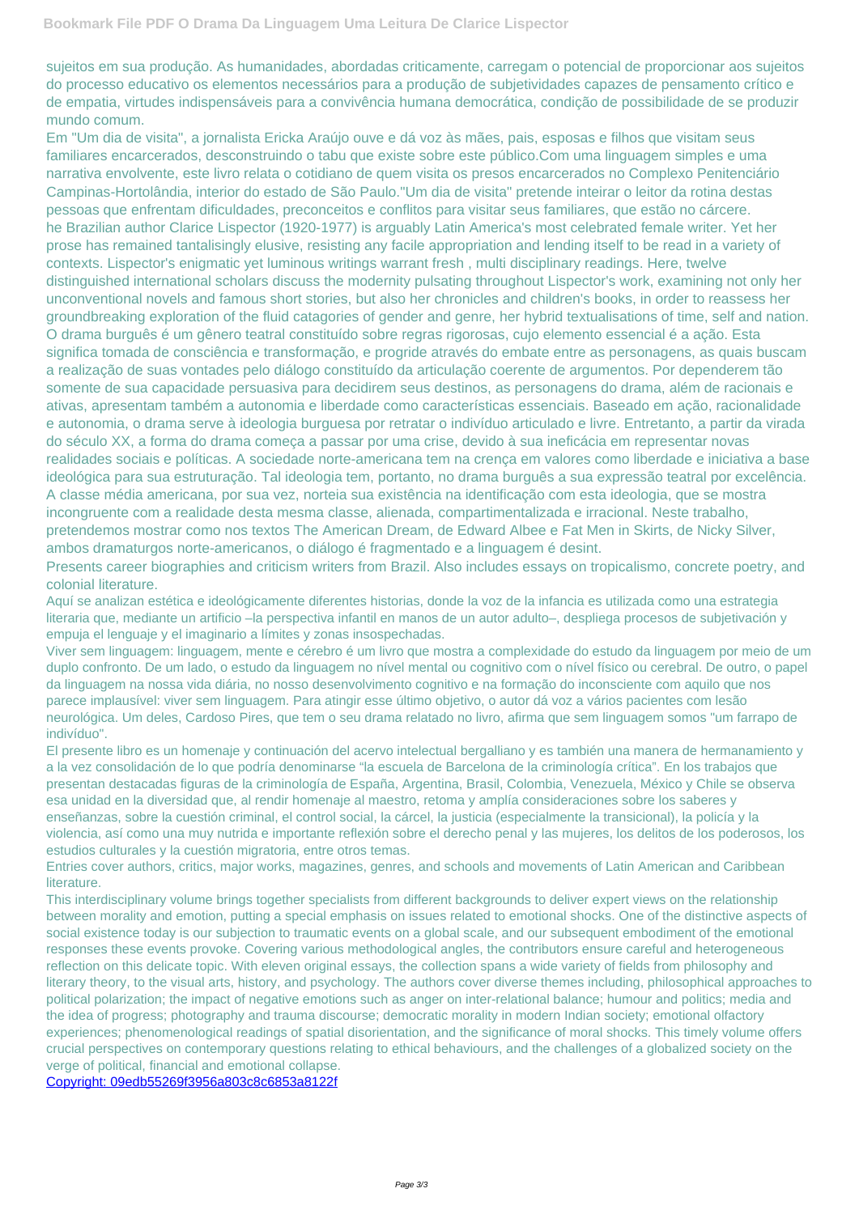sujeitos em sua produção. As humanidades, abordadas criticamente, carregam o potencial de proporcionar aos sujeitos do processo educativo os elementos necessários para a produção de subjetividades capazes de pensamento crítico e de empatia, virtudes indispensáveis para a convivência humana democrática, condição de possibilidade de se produzir mundo comum.

Em "Um dia de visita", a jornalista Ericka Araújo ouve e dá voz às mães, pais, esposas e filhos que visitam seus familiares encarcerados, desconstruindo o tabu que existe sobre este público.Com uma linguagem simples e uma narrativa envolvente, este livro relata o cotidiano de quem visita os presos encarcerados no Complexo Penitenciário Campinas-Hortolândia, interior do estado de São Paulo."Um dia de visita" pretende inteirar o leitor da rotina destas pessoas que enfrentam dificuldades, preconceitos e conflitos para visitar seus familiares, que estão no cárcere.

he Brazilian author Clarice Lispector (1920-1977) is arguably Latin America's most celebrated female writer. Yet her prose has remained tantalisingly elusive, resisting any facile appropriation and lending itself to be read in a variety of contexts. Lispector's enigmatic yet luminous writings warrant fresh , multi disciplinary readings. Here, twelve distinguished international scholars discuss the modernity pulsating throughout Lispector's work, examining not only her unconventional novels and famous short stories, but also her chronicles and children's books, in order to reassess her groundbreaking exploration of the fluid catagories of gender and genre, her hybrid textualisations of time, self and nation.

O drama burguês é um gênero teatral constituído sobre regras rigorosas, cujo elemento essencial é a ação. Esta significa tomada de consciência e transformação, e progride através do embate entre as personagens, as quais buscam a realização de suas vontades pelo diálogo constituído da articulação coerente de argumentos. Por dependerem tão somente de sua capacidade persuasiva para decidirem seus destinos, as personagens do drama, além de racionais e ativas, apresentam também a autonomia e liberdade como características essenciais. Baseado em ação, racionalidade e autonomia, o drama serve à ideologia burguesa por retratar o indivíduo articulado e livre. Entretanto, a partir da virada do século XX, a forma do drama começa a passar por uma crise, devido à sua ineficácia em representar novas realidades sociais e políticas. A sociedade norte-americana tem na crença em valores como liberdade e iniciativa a base ideológica para sua estruturação. Tal ideologia tem, portanto, no drama burguês a sua expressão teatral por excelência. A classe média americana, por sua vez, norteia sua existência na identificação com esta ideologia, que se mostra incongruente com a realidade desta mesma classe, alienada, compartimentalizada e irracional. Neste trabalho, pretendemos mostrar como nos textos The American Dream, de Edward Albee e Fat Men in Skirts, de Nicky Silver, ambos dramaturgos norte-americanos, o diálogo é fragmentado e a linguagem é desint.

Presents career biographies and criticism writers from Brazil. Also includes essays on tropicalismo, concrete poetry, and colonial literature.

Aquí se analizan estética e ideológicamente diferentes historias, donde la voz de la infancia es utilizada como una estrategia literaria que, mediante un artificio –la perspectiva infantil en manos de un autor adulto–, despliega procesos de subjetivación y empuja el lenguaje y el imaginario a límites y zonas insospechadas.

Viver sem linguagem: linguagem, mente e cérebro é um livro que mostra a complexidade do estudo da linguagem por meio de um duplo confronto. De um lado, o estudo da linguagem no nível mental ou cognitivo com o nível físico ou cerebral. De outro, o papel da linguagem na nossa vida diária, no nosso desenvolvimento cognitivo e na formação do inconsciente com aquilo que nos parece implausível: viver sem linguagem. Para atingir esse último objetivo, o autor dá voz a vários pacientes com lesão neurológica. Um deles, Cardoso Pires, que tem o seu drama relatado no livro, afirma que sem linguagem somos "um farrapo de indivíduo".

El presente libro es un homenaje y continuación del acervo intelectual bergalliano y es también una manera de hermanamiento y a la vez consolidación de lo que podría denominarse "la escuela de Barcelona de la criminología crítica". En los trabajos que presentan destacadas figuras de la criminología de España, Argentina, Brasil, Colombia, Venezuela, México y Chile se observa esa unidad en la diversidad que, al rendir homenaje al maestro, retoma y amplía consideraciones sobre los saberes y enseñanzas, sobre la cuestión criminal, el control social, la cárcel, la justicia (especialmente la transicional), la policía y la violencia, así como una muy nutrida e importante reflexión sobre el derecho penal y las mujeres, los delitos de los poderosos, los estudios culturales y la cuestión migratoria, entre otros temas.

Entries cover authors, critics, major works, magazines, genres, and schools and movements of Latin American and Caribbean literature.

This interdisciplinary volume brings together specialists from different backgrounds to deliver expert views on the relationship between morality and emotion, putting a special emphasis on issues related to emotional shocks. One of the distinctive aspects of social existence today is our subjection to traumatic events on a global scale, and our subsequent embodiment of the emotional responses these events provoke. Covering various methodological angles, the contributors ensure careful and heterogeneous reflection on this delicate topic. With eleven original essays, the collection spans a wide variety of fields from philosophy and literary theory, to the visual arts, history, and psychology. The authors cover diverse themes including, philosophical approaches to political polarization; the impact of negative emotions such as anger on inter-relational balance; humour and politics; media and the idea of progress; photography and trauma discourse; democratic morality in modern Indian society; emotional olfactory experiences; phenomenological readings of spatial disorientation, and the significance of moral shocks. This timely volume offers crucial perspectives on contemporary questions relating to ethical behaviours, and the challenges of a globalized society on the verge of political, financial and emotional collapse.

Copyright: 09edb55269f3956a803c8c6853a8122f